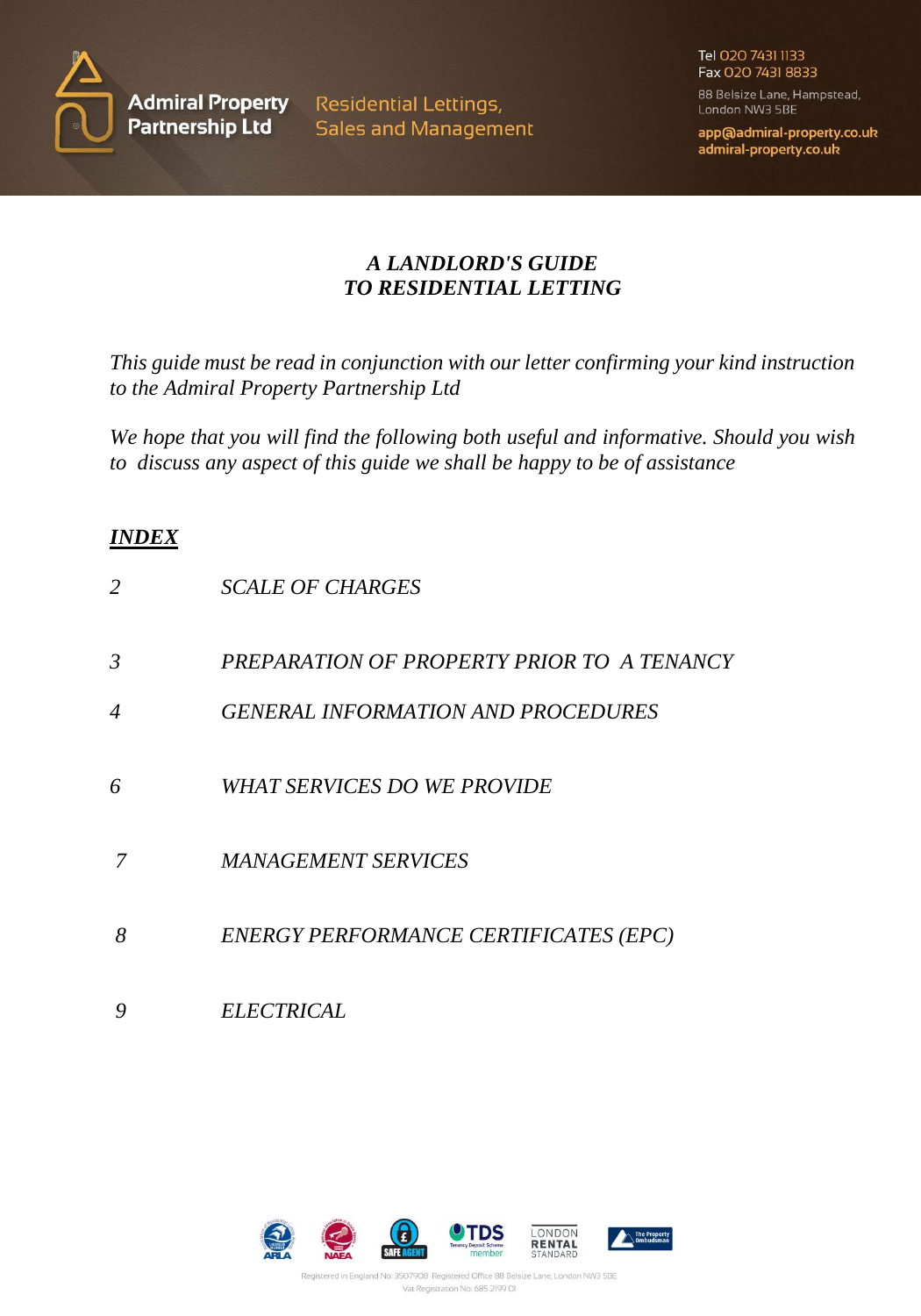Admiral Property Partnership Ltd

Residential Lettings, Sales and Management

Tel 020 7431 1133
Fax 020 7431 8833

88 Belsize Lane, Hampstead, London NW3 5BE

app@admiral-property.co.uk
admiral-property.co.uk

# *A LANDLORD'S GUIDE TO RESIDENTIAL LETTING*

*This guide must be read in conjunction with our letter confirming your kind instruction to the Admiral Property Partnership Ltd*

*We hope that you will find the following both useful and informative. Should you wish to discuss any aspect of this guide we shall be happy to be of assistance*

## ***INDEX***

| | |
|---|---|
| *2* | *SCALE OF CHARGES* |
| *3* | *PREPARATION OF PROPERTY PRIOR TO A TENANCY* |
| *4* | *GENERAL INFORMATION AND PROCEDURES* |
| *6* | *WHAT SERVICES DO WE PROVIDE* |
| *7* | *MANAGEMENT SERVICES* |
| *8* | *ENERGY PERFORMANCE CERTIFICATES (EPC)* |
| *9* | *ELECTRICAL* |

Registered in England No: 3507908 Registered Office 88 Belsize Lane, London NW3 5BE
Vat Registration No: 685 2199 01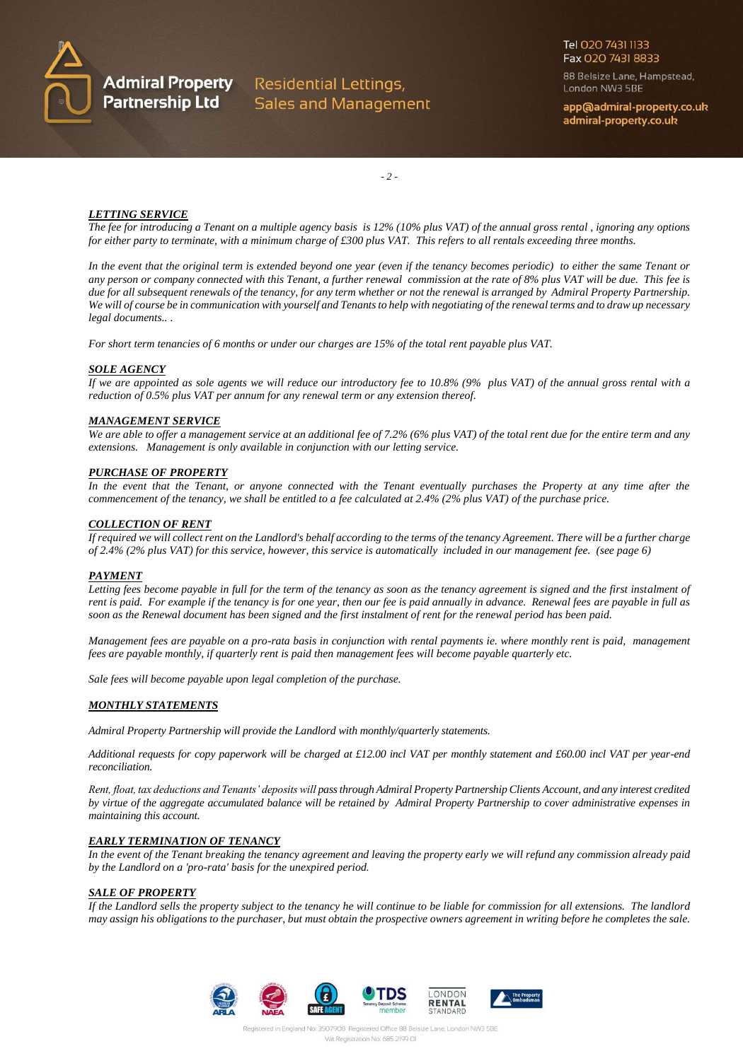## LETTING SERVICE

*The fee for introducing a Tenant on a multiple agency basis is 12% (10% plus VAT) of the annual gross rental , ignoring any options for either party to terminate, with a minimum charge of £300 plus VAT. This refers to all rentals exceeding three months.*

*In the event that the original term is extended beyond one year (even if the tenancy becomes periodic) to either the same Tenant or any person or company connected with this Tenant, a further renewal commission at the rate of 8% plus VAT will be due. This fee is due for all subsequent renewals of the tenancy, for any term whether or not the renewal is arranged by Admiral Property Partnership. We will of course be in communication with yourself and Tenants to help with negotiating of the renewal terms and to draw up necessary legal documents.. .*

*For short term tenancies of 6 months or under our charges are 15% of the total rent payable plus VAT.*

## SOLE AGENCY

*If we are appointed as sole agents we will reduce our introductory fee to 10.8% (9% plus VAT) of the annual gross rental with a reduction of 0.5% plus VAT per annum for any renewal term or any extension thereof.*

## MANAGEMENT SERVICE

*We are able to offer a management service at an additional fee of 7.2% (6% plus VAT) of the total rent due for the entire term and any extensions. Management is only available in conjunction with our letting service.*

## PURCHASE OF PROPERTY

*In the event that the Tenant, or anyone connected with the Tenant eventually purchases the Property at any time after the commencement of the tenancy, we shall be entitled to a fee calculated at 2.4% (2% plus VAT) of the purchase price.*

## COLLECTION OF RENT

*If required we will collect rent on the Landlord's behalf according to the terms of the tenancy Agreement. There will be a further charge of 2.4% (2% plus VAT) for this service, however, this service is automatically included in our management fee. (see page 6)*

## PAYMENT

*Letting fees become payable in full for the term of the tenancy as soon as the tenancy agreement is signed and the first instalment of rent is paid. For example if the tenancy is for one year, then our fee is paid annually in advance. Renewal fees are payable in full as soon as the Renewal document has been signed and the first instalment of rent for the renewal period has been paid.*

*Management fees are payable on a pro-rata basis in conjunction with rental payments ie. where monthly rent is paid, management fees are payable monthly, if quarterly rent is paid then management fees will become payable quarterly etc.*

*Sale fees will become payable upon legal completion of the purchase.*

## MONTHLY STATEMENTS

*Admiral Property Partnership will provide the Landlord with monthly/quarterly statements.*

*Additional requests for copy paperwork will be charged at £12.00 incl VAT per monthly statement and £60.00 incl VAT per year-end reconciliation.*

*Rent, float, tax deductions and Tenants' deposits will pass through Admiral Property Partnership Clients Account, and any interest credited by virtue of the aggregate accumulated balance will be retained by Admiral Property Partnership to cover administrative expenses in maintaining this account.*

## EARLY TERMINATION OF TENANCY

*In the event of the Tenant breaking the tenancy agreement and leaving the property early we will refund any commission already paid by the Landlord on a 'pro-rata' basis for the unexpired period.*

## SALE OF PROPERTY

*If the Landlord sells the property subject to the tenancy he will continue to be liable for commission for all extensions. The landlord may assign his obligations to the purchaser, but must obtain the prospective owners agreement in writing before he completes the sale.*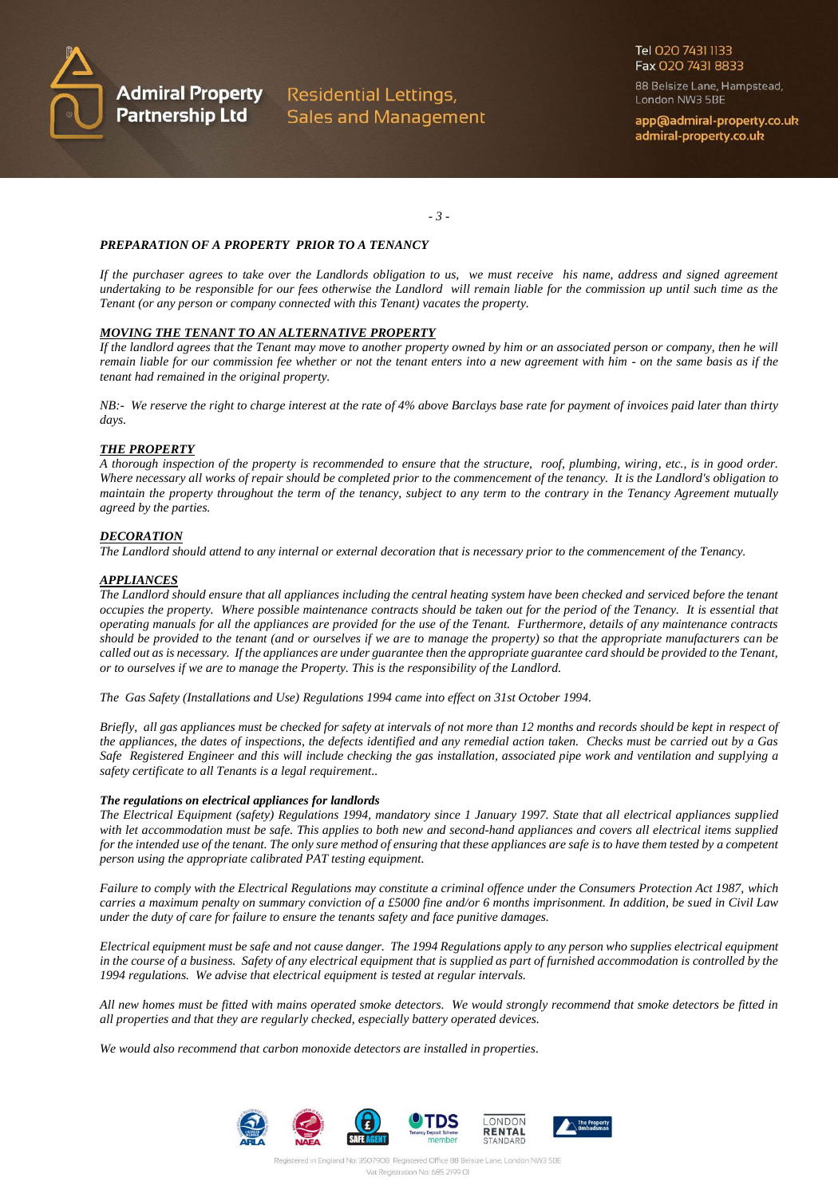### *PREPARATION OF A PROPERTY PRIOR TO A TENANCY*

*If the purchaser agrees to take over the Landlords obligation to us, we must receive his name, address and signed agreement undertaking to be responsible for our fees otherwise the Landlord will remain liable for the commission up until such time as the Tenant (or any person or company connected with this Tenant) vacates the property.*

***MOVING THE TENANT TO AN ALTERNATIVE PROPERTY***

*If the landlord agrees that the Tenant may move to another property owned by him or an associated person or company, then he will remain liable for our commission fee whether or not the tenant enters into a new agreement with him - on the same basis as if the tenant had remained in the original property.*

*NB:- We reserve the right to charge interest at the rate of 4% above Barclays base rate for payment of invoices paid later than thirty days.*

***THE PROPERTY***

*A thorough inspection of the property is recommended to ensure that the structure, roof, plumbing, wiring, etc., is in good order. Where necessary all works of repair should be completed prior to the commencement of the tenancy. It is the Landlord's obligation to maintain the property throughout the term of the tenancy, subject to any term to the contrary in the Tenancy Agreement mutually agreed by the parties.*

***DECORATION***

*The Landlord should attend to any internal or external decoration that is necessary prior to the commencement of the Tenancy.*

***APPLIANCES***

*The Landlord should ensure that all appliances including the central heating system have been checked and serviced before the tenant occupies the property. Where possible maintenance contracts should be taken out for the period of the Tenancy. It is essential that operating manuals for all the appliances are provided for the use of the Tenant. Furthermore, details of any maintenance contracts should be provided to the tenant (and or ourselves if we are to manage the property) so that the appropriate manufacturers can be called out as is necessary. If the appliances are under guarantee then the appropriate guarantee card should be provided to the Tenant, or to ourselves if we are to manage the Property. This is the responsibility of the Landlord.*

*The Gas Safety (Installations and Use) Regulations 1994 came into effect on 31st October 1994.*

*Briefly, all gas appliances must be checked for safety at intervals of not more than 12 months and records should be kept in respect of the appliances, the dates of inspections, the defects identified and any remedial action taken. Checks must be carried out by a Gas Safe Registered Engineer and this will include checking the gas installation, associated pipe work and ventilation and supplying a safety certificate to all Tenants is a legal requirement..*

***The regulations on electrical appliances for landlords***

*The Electrical Equipment (safety) Regulations 1994, mandatory since 1 January 1997. State that all electrical appliances supplied with let accommodation must be safe. This applies to both new and second-hand appliances and covers all electrical items supplied for the intended use of the tenant. The only sure method of ensuring that these appliances are safe is to have them tested by a competent person using the appropriate calibrated PAT testing equipment.*

*Failure to comply with the Electrical Regulations may constitute a criminal offence under the Consumers Protection Act 1987, which carries a maximum penalty on summary conviction of a £5000 fine and/or 6 months imprisonment. In addition, be sued in Civil Law under the duty of care for failure to ensure the tenants safety and face punitive damages.*

*Electrical equipment must be safe and not cause danger. The 1994 Regulations apply to any person who supplies electrical equipment in the course of a business. Safety of any electrical equipment that is supplied as part of furnished accommodation is controlled by the 1994 regulations. We advise that electrical equipment is tested at regular intervals.*

*All new homes must be fitted with mains operated smoke detectors. We would strongly recommend that smoke detectors be fitted in all properties and that they are regularly checked, especially battery operated devices.*

*We would also recommend that carbon monoxide detectors are installed in properties.*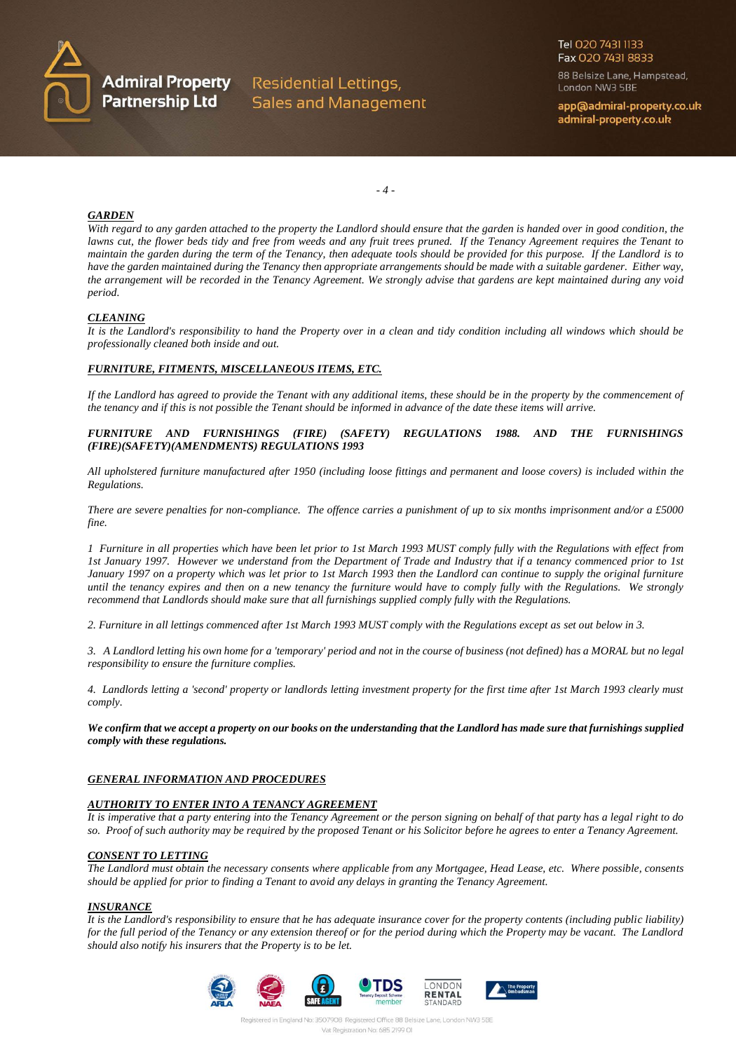***GARDEN***

*With regard to any garden attached to the property the Landlord should ensure that the garden is handed over in good condition, the lawns cut, the flower beds tidy and free from weeds and any fruit trees pruned. If the Tenancy Agreement requires the Tenant to maintain the garden during the term of the Tenancy, then adequate tools should be provided for this purpose. If the Landlord is to have the garden maintained during the Tenancy then appropriate arrangements should be made with a suitable gardener. Either way, the arrangement will be recorded in the Tenancy Agreement. We strongly advise that gardens are kept maintained during any void period.*

***CLEANING***

*It is the Landlord's responsibility to hand the Property over in a clean and tidy condition including all windows which should be professionally cleaned both inside and out.*

***FURNITURE, FITMENTS, MISCELLANEOUS ITEMS, ETC.***

*If the Landlord has agreed to provide the Tenant with any additional items, these should be in the property by the commencement of the tenancy and if this is not possible the Tenant should be informed in advance of the date these items will arrive.*

***FURNITURE AND FURNISHINGS (FIRE) (SAFETY) REGULATIONS 1988. AND THE FURNISHINGS (FIRE)(SAFETY)(AMENDMENTS) REGULATIONS 1993***

*All upholstered furniture manufactured after 1950 (including loose fittings and permanent and loose covers) is included within the Regulations.*

*There are severe penalties for non-compliance. The offence carries a punishment of up to six months imprisonment and/or a £5000 fine.*

*1 Furniture in all properties which have been let prior to 1st March 1993 MUST comply fully with the Regulations with effect from 1st January 1997. However we understand from the Department of Trade and Industry that if a tenancy commenced prior to 1st January 1997 on a property which was let prior to 1st March 1993 then the Landlord can continue to supply the original furniture until the tenancy expires and then on a new tenancy the furniture would have to comply fully with the Regulations. We strongly recommend that Landlords should make sure that all furnishings supplied comply fully with the Regulations.*

*2. Furniture in all lettings commenced after 1st March 1993 MUST comply with the Regulations except as set out below in 3.*

*3. A Landlord letting his own home for a 'temporary' period and not in the course of business (not defined) has a MORAL but no legal responsibility to ensure the furniture complies.*

*4. Landlords letting a 'second' property or landlords letting investment property for the first time after 1st March 1993 clearly must comply.*

***We confirm that we accept a property on our books on the understanding that the Landlord has made sure that furnishings supplied comply with these regulations.***

***GENERAL INFORMATION AND PROCEDURES***

***AUTHORITY TO ENTER INTO A TENANCY AGREEMENT***

*It is imperative that a party entering into the Tenancy Agreement or the person signing on behalf of that party has a legal right to do so. Proof of such authority may be required by the proposed Tenant or his Solicitor before he agrees to enter a Tenancy Agreement.*

***CONSENT TO LETTING***

*The Landlord must obtain the necessary consents where applicable from any Mortgagee, Head Lease, etc. Where possible, consents should be applied for prior to finding a Tenant to avoid any delays in granting the Tenancy Agreement.*

***INSURANCE***

*It is the Landlord's responsibility to ensure that he has adequate insurance cover for the property contents (including public liability) for the full period of the Tenancy or any extension thereof or for the period during which the Property may be vacant. The Landlord should also notify his insurers that the Property is to be let.*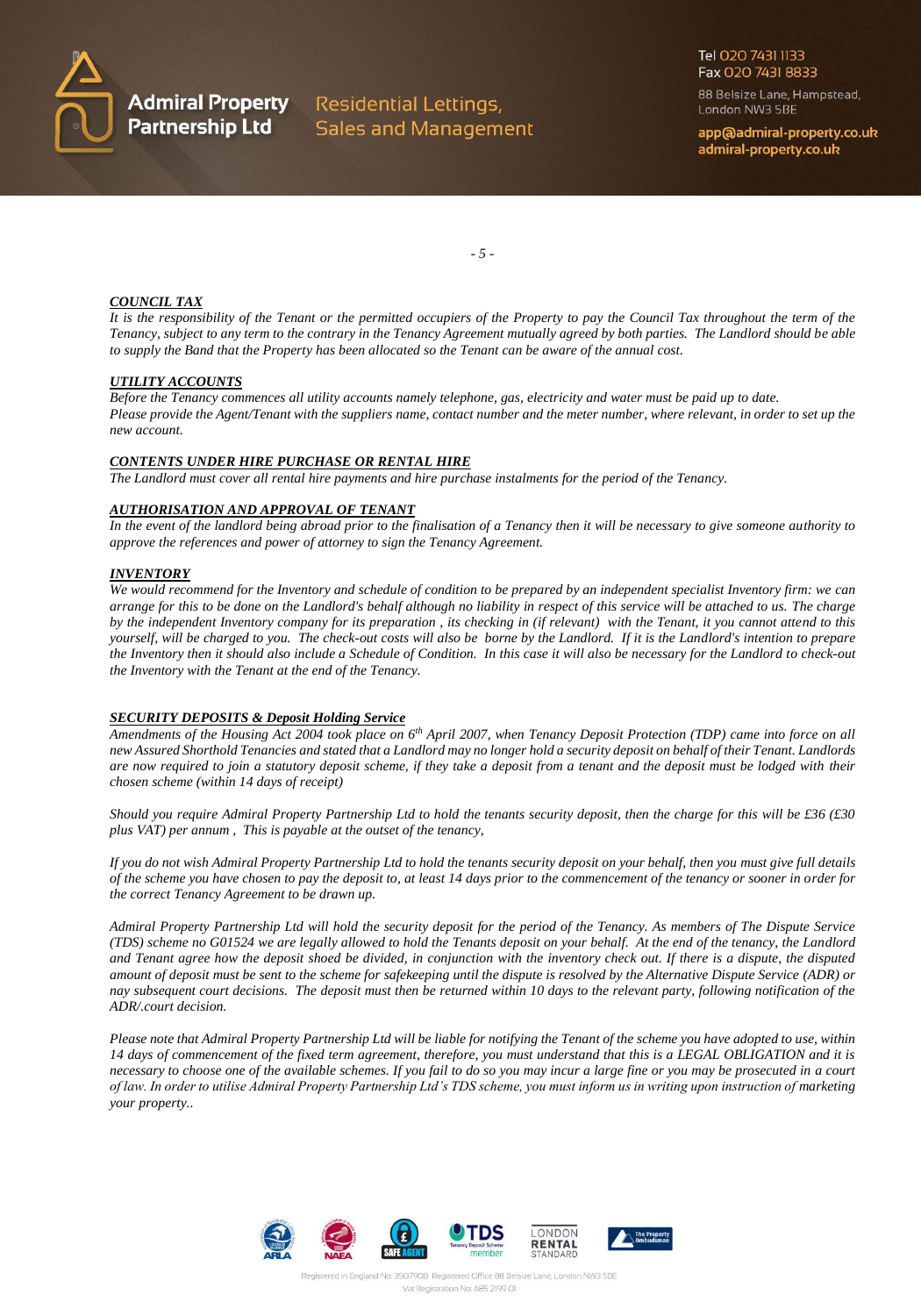***COUNCIL TAX***

*It is the responsibility of the Tenant or the permitted occupiers of the Property to pay the Council Tax throughout the term of the Tenancy, subject to any term to the contrary in the Tenancy Agreement mutually agreed by both parties. The Landlord should be able to supply the Band that the Property has been allocated so the Tenant can be aware of the annual cost.*

***UTILITY ACCOUNTS***

*Before the Tenancy commences all utility accounts namely telephone, gas, electricity and water must be paid up to date. Please provide the Agent/Tenant with the suppliers name, contact number and the meter number, where relevant, in order to set up the new account.*

***CONTENTS UNDER HIRE PURCHASE OR RENTAL HIRE***

*The Landlord must cover all rental hire payments and hire purchase instalments for the period of the Tenancy.*

***AUTHORISATION AND APPROVAL OF TENANT***

*In the event of the landlord being abroad prior to the finalisation of a Tenancy then it will be necessary to give someone authority to approve the references and power of attorney to sign the Tenancy Agreement.*

***INVENTORY***

*We would recommend for the Inventory and schedule of condition to be prepared by an independent specialist Inventory firm: we can arrange for this to be done on the Landlord's behalf although no liability in respect of this service will be attached to us. The charge by the independent Inventory company for its preparation , its checking in (if relevant) with the Tenant, it you cannot attend to this yourself, will be charged to you. The check-out costs will also be borne by the Landlord. If it is the Landlord's intention to prepare the Inventory then it should also include a Schedule of Condition. In this case it will also be necessary for the Landlord to check-out the Inventory with the Tenant at the end of the Tenancy.*

***SECURITY DEPOSITS & Deposit Holding Service***

*Amendments of the Housing Act 2004 took place on 6th April 2007, when Tenancy Deposit Protection (TDP) came into force on all new Assured Shorthold Tenancies and stated that a Landlord may no longer hold a security deposit on behalf of their Tenant. Landlords are now required to join a statutory deposit scheme, if they take a deposit from a tenant and the deposit must be lodged with their chosen scheme (within 14 days of receipt)*

*Should you require Admiral Property Partnership Ltd to hold the tenants security deposit, then the charge for this will be £36 (£30 plus VAT) per annum , This is payable at the outset of the tenancy,*

*If you do not wish Admiral Property Partnership Ltd to hold the tenants security deposit on your behalf, then you must give full details of the scheme you have chosen to pay the deposit to, at least 14 days prior to the commencement of the tenancy or sooner in order for the correct Tenancy Agreement to be drawn up.*

*Admiral Property Partnership Ltd will hold the security deposit for the period of the Tenancy. As members of The Dispute Service (TDS) scheme no G01524 we are legally allowed to hold the Tenants deposit on your behalf. At the end of the tenancy, the Landlord and Tenant agree how the deposit shoed be divided, in conjunction with the inventory check out. If there is a dispute, the disputed amount of deposit must be sent to the scheme for safekeeping until the dispute is resolved by the Alternative Dispute Service (ADR) or nay subsequent court decisions. The deposit must then be returned within 10 days to the relevant party, following notification of the ADR/.court decision.*

*Please note that Admiral Property Partnership Ltd will be liable for notifying the Tenant of the scheme you have adopted to use, within 14 days of commencement of the fixed term agreement, therefore, you must understand that this is a LEGAL OBLIGATION and it is necessary to choose one of the available schemes. If you fail to do so you may incur a large fine or you may be prosecuted in a court of law. In order to utilise Admiral Property Partnership Ltd's TDS scheme, you must inform us in writing upon instruction of marketing your property..*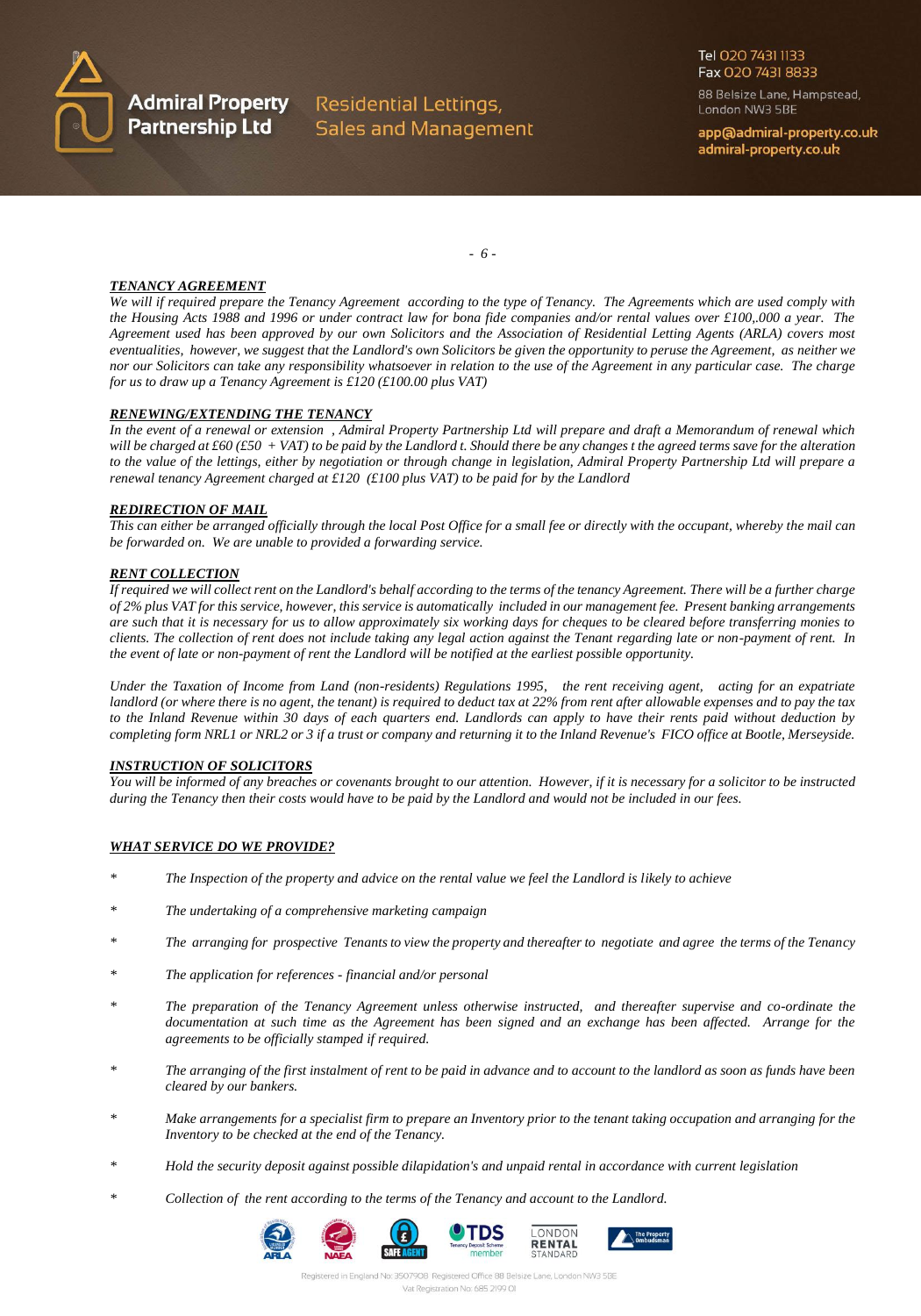### ***TENANCY AGREEMENT***

*We will if required prepare the Tenancy Agreement according to the type of Tenancy. The Agreements which are used comply with the Housing Acts 1988 and 1996 or under contract law for bona fide companies and/or rental values over £100,,000 a year. The Agreement used has been approved by our own Solicitors and the Association of Residential Letting Agents (ARLA) covers most eventualities, however, we suggest that the Landlord's own Solicitors be given the opportunity to peruse the Agreement, as neither we nor our Solicitors can take any responsibility whatsoever in relation to the use of the Agreement in any particular case. The charge for us to draw up a Tenancy Agreement is £120 (£100.00 plus VAT)*

### ***RENEWING/EXTENDING THE TENANCY***

*In the event of a renewal or extension , Admiral Property Partnership Ltd will prepare and draft a Memorandum of renewal which will be charged at £60 (£50 + VAT) to be paid by the Landlord t. Should there be any changes t the agreed terms save for the alteration to the value of the lettings, either by negotiation or through change in legislation, Admiral Property Partnership Ltd will prepare a renewal tenancy Agreement charged at £120 (£100 plus VAT) to be paid for by the Landlord*

### ***REDIRECTION OF MAIL***

*This can either be arranged officially through the local Post Office for a small fee or directly with the occupant, whereby the mail can be forwarded on. We are unable to provided a forwarding service.*

### ***RENT COLLECTION***

*If required we will collect rent on the Landlord's behalf according to the terms of the tenancy Agreement. There will be a further charge of 2% plus VAT for this service, however, this service is automatically included in our management fee. Present banking arrangements are such that it is necessary for us to allow approximately six working days for cheques to be cleared before transferring monies to clients. The collection of rent does not include taking any legal action against the Tenant regarding late or non-payment of rent. In the event of late or non-payment of rent the Landlord will be notified at the earliest possible opportunity.*

*Under the Taxation of Income from Land (non-residents) Regulations 1995, the rent receiving agent, acting for an expatriate landlord (or where there is no agent, the tenant) is required to deduct tax at 22% from rent after allowable expenses and to pay the tax to the Inland Revenue within 30 days of each quarters end. Landlords can apply to have their rents paid without deduction by completing form NRL1 or NRL2 or 3 if a trust or company and returning it to the Inland Revenue's FICO office at Bootle, Merseyside.*

### ***INSTRUCTION OF SOLICITORS***

*You will be informed of any breaches or covenants brought to our attention. However, if it is necessary for a solicitor to be instructed during the Tenancy then their costs would have to be paid by the Landlord and would not be included in our fees.*

### ***WHAT SERVICE DO WE PROVIDE?***

- *The Inspection of the property and advice on the rental value we feel the Landlord is likely to achieve*
- *The undertaking of a comprehensive marketing campaign*
- *The arranging for prospective Tenants to view the property and thereafter to negotiate and agree the terms of the Tenancy*
- *The application for references - financial and/or personal*
- *The preparation of the Tenancy Agreement unless otherwise instructed, and thereafter supervise and co-ordinate the documentation at such time as the Agreement has been signed and an exchange has been affected. Arrange for the agreements to be officially stamped if required.*
- *The arranging of the first instalment of rent to be paid in advance and to account to the landlord as soon as funds have been cleared by our bankers.*
- *Make arrangements for a specialist firm to prepare an Inventory prior to the tenant taking occupation and arranging for the Inventory to be checked at the end of the Tenancy.*
- *Hold the security deposit against possible dilapidation's and unpaid rental in accordance with current legislation*
- *Collection of the rent according to the terms of the Tenancy and account to the Landlord.*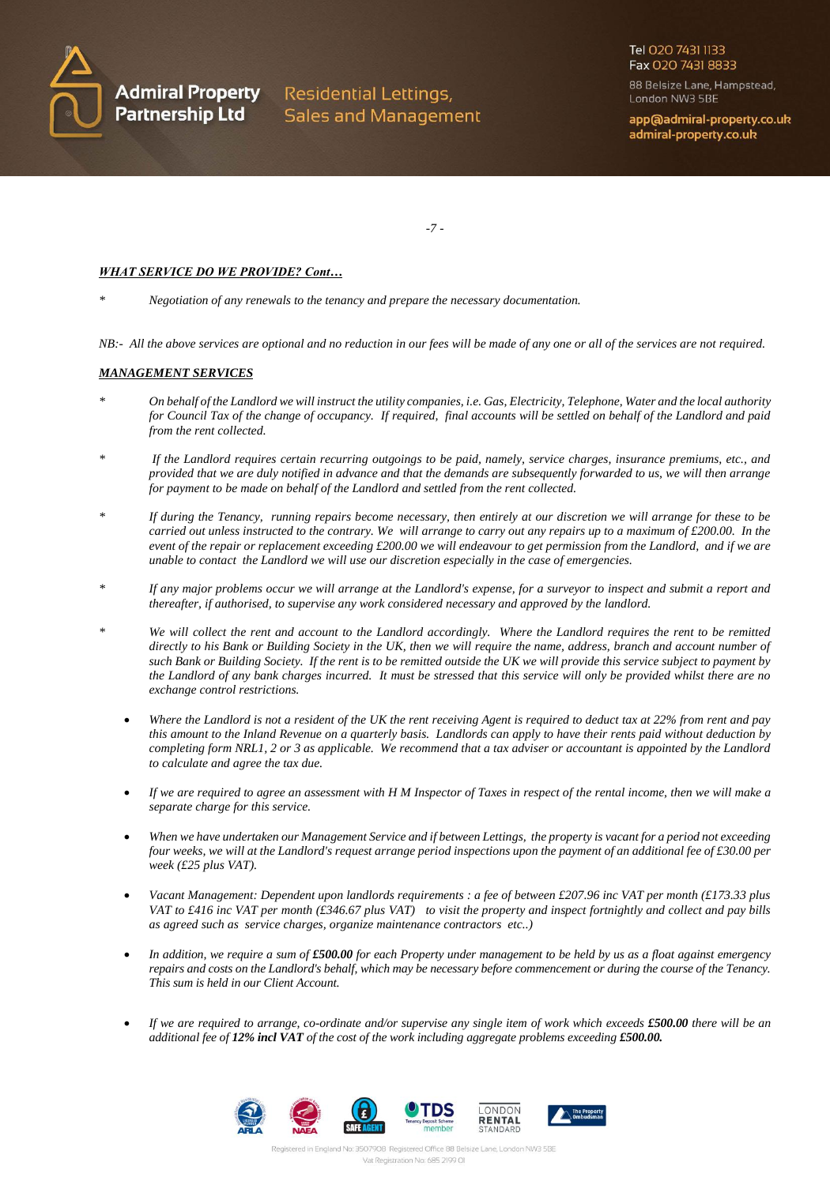***WHAT SERVICE DO WE PROVIDE? Cont…***

*   *Negotiation of any renewals to the tenancy and prepare the necessary documentation.*

*NB:- All the above services are optional and no reduction in our fees will be made of any one or all of the services are not required.*

***MANAGEMENT SERVICES***

*   *On behalf of the Landlord we will instruct the utility companies, i.e. Gas, Electricity, Telephone, Water and the local authority for Council Tax of the change of occupancy. If required, final accounts will be settled on behalf of the Landlord and paid from the rent collected.*

*   *If the Landlord requires certain recurring outgoings to be paid, namely, service charges, insurance premiums, etc., and provided that we are duly notified in advance and that the demands are subsequently forwarded to us, we will then arrange for payment to be made on behalf of the Landlord and settled from the rent collected.*

*   *If during the Tenancy, running repairs become necessary, then entirely at our discretion we will arrange for these to be carried out unless instructed to the contrary. We will arrange to carry out any repairs up to a maximum of £200.00. In the event of the repair or replacement exceeding £200.00 we will endeavour to get permission from the Landlord, and if we are unable to contact the Landlord we will use our discretion especially in the case of emergencies.*

*   *If any major problems occur we will arrange at the Landlord's expense, for a surveyor to inspect and submit a report and thereafter, if authorised, to supervise any work considered necessary and approved by the landlord.*

*   *We will collect the rent and account to the Landlord accordingly. Where the Landlord requires the rent to be remitted directly to his Bank or Building Society in the UK, then we will require the name, address, branch and account number of such Bank or Building Society. If the rent is to be remitted outside the UK we will provide this service subject to payment by the Landlord of any bank charges incurred. It must be stressed that this service will only be provided whilst there are no exchange control restrictions.*

- *Where the Landlord is not a resident of the UK the rent receiving Agent is required to deduct tax at 22% from rent and pay this amount to the Inland Revenue on a quarterly basis. Landlords can apply to have their rents paid without deduction by completing form NRL1, 2 or 3 as applicable. We recommend that a tax adviser or accountant is appointed by the Landlord to calculate and agree the tax due.*

- *If we are required to agree an assessment with H M Inspector of Taxes in respect of the rental income, then we will make a separate charge for this service.*

- *When we have undertaken our Management Service and if between Lettings, the property is vacant for a period not exceeding four weeks, we will at the Landlord's request arrange period inspections upon the payment of an additional fee of £30.00 per week (£25 plus VAT).*

- *Vacant Management: Dependent upon landlords requirements : a fee of between £207.96 inc VAT per month (£173.33 plus VAT to £416 inc VAT per month (£346.67 plus VAT) to visit the property and inspect fortnightly and collect and pay bills as agreed such as service charges, organize maintenance contractors etc..)*

- *In addition, we require a sum of **£500.00** for each Property under management to be held by us as a float against emergency repairs and costs on the Landlord's behalf, which may be necessary before commencement or during the course of the Tenancy. This sum is held in our Client Account.*

- *If we are required to arrange, co-ordinate and/or supervise any single item of work which exceeds **£500.00** there will be an additional fee of **12% incl VAT** of the cost of the work including aggregate problems exceeding **£500.00.***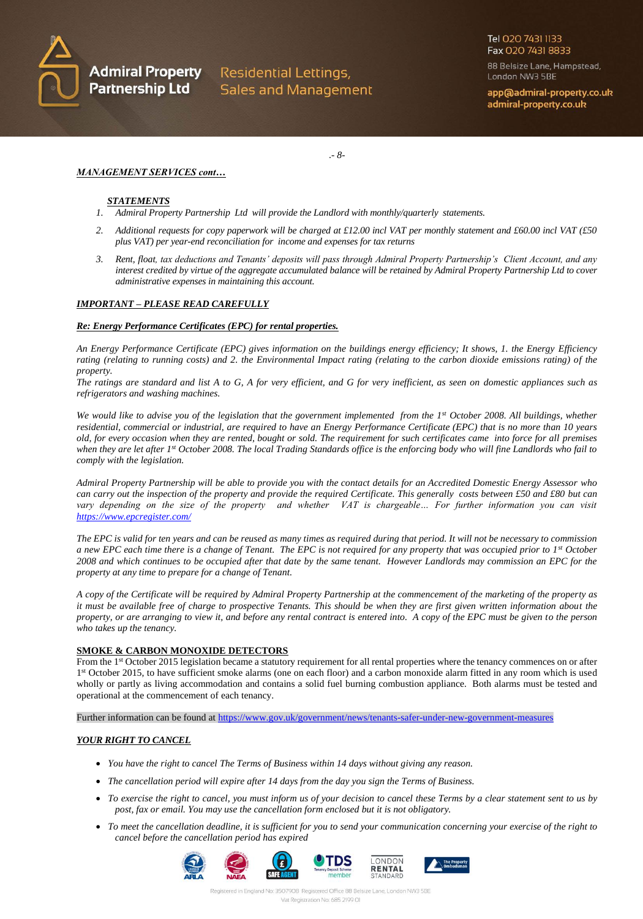*MANAGEMENT SERVICES cont…*

***STATEMENTS***

1. *Admiral Property Partnership Ltd will provide the Landlord with monthly/quarterly statements.*
2. *Additional requests for copy paperwork will be charged at £12.00 incl VAT per monthly statement and £60.00 incl VAT (£50 plus VAT) per year-end reconciliation for income and expenses for tax returns*
3. *Rent, float, tax deductions and Tenants' deposits will pass through Admiral Property Partnership's Client Account, and any interest credited by virtue of the aggregate accumulated balance will be retained by Admiral Property Partnership Ltd to cover administrative expenses in maintaining this account.*

***IMPORTANT – PLEASE READ CAREFULLY***

***Re: Energy Performance Certificates (EPC) for rental properties.***

*An Energy Performance Certificate (EPC) gives information on the buildings energy efficiency; It shows, 1. the Energy Efficiency rating (relating to running costs) and 2. the Environmental Impact rating (relating to the carbon dioxide emissions rating) of the property.*
*The ratings are standard and list A to G, A for very efficient, and G for very inefficient, as seen on domestic appliances such as refrigerators and washing machines.*

*We would like to advise you of the legislation that the government implemented from the 1st October 2008. All buildings, whether residential, commercial or industrial, are required to have an Energy Performance Certificate (EPC) that is no more than 10 years old, for every occasion when they are rented, bought or sold. The requirement for such certificates came into force for all premises when they are let after 1st October 2008. The local Trading Standards office is the enforcing body who will fine Landlords who fail to comply with the legislation.*

*Admiral Property Partnership will be able to provide you with the contact details for an Accredited Domestic Energy Assessor who can carry out the inspection of the property and provide the required Certificate. This generally costs between £50 and £80 but can vary depending on the size of the property and whether VAT is chargeable… For further information you can visit [https://www.epcregister.com/](https://www.epcregister.com/)*

*The EPC is valid for ten years and can be reused as many times as required during that period. It will not be necessary to commission a new EPC each time there is a change of Tenant. The EPC is not required for any property that was occupied prior to 1st October 2008 and which continues to be occupied after that date by the same tenant. However Landlords may commission an EPC for the property at any time to prepare for a change of Tenant.*

*A copy of the Certificate will be required by Admiral Property Partnership at the commencement of the marketing of the property as it must be available free of charge to prospective Tenants. This should be when they are first given written information about the property, or are arranging to view it, and before any rental contract is entered into. A copy of the EPC must be given to the person who takes up the tenancy.*

**SMOKE & CARBON MONOXIDE DETECTORS**

From the 1st October 2015 legislation became a statutory requirement for all rental properties where the tenancy commences on or after 1st October 2015, to have sufficient smoke alarms (one on each floor) and a carbon monoxide alarm fitted in any room which is used wholly or partly as living accommodation and contains a solid fuel burning combustion appliance. Both alarms must be tested and operational at the commencement of each tenancy.

Further information can be found at [https://www.gov.uk/government/news/tenants-safer-under-new-government-measures](https://www.gov.uk/government/news/tenants-safer-under-new-government-measures)

***YOUR RIGHT TO CANCEL***

- *You have the right to cancel The Terms of Business within 14 days without giving any reason.*
- *The cancellation period will expire after 14 days from the day you sign the Terms of Business.*
- *To exercise the right to cancel, you must inform us of your decision to cancel these Terms by a clear statement sent to us by post, fax or email. You may use the cancellation form enclosed but it is not obligatory.*
- *To meet the cancellation deadline, it is sufficient for you to send your communication concerning your exercise of the right to cancel before the cancellation period has expired*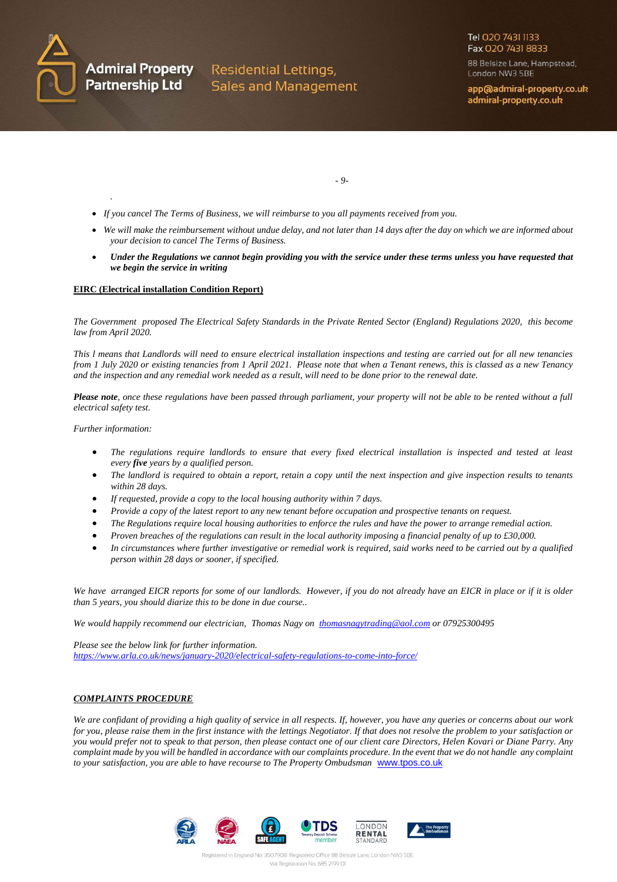- *If you cancel The Terms of Business, we will reimburse to you all payments received from you.*
- *We will make the reimbursement without undue delay, and not later than 14 days after the day on which we are informed about your decision to cancel The Terms of Business.*
- ***Under the Regulations we cannot begin providing you with the service under these terms unless you have requested that we begin the service in writing***

**EIRC (Electrical installation Condition Report)**

*The Government proposed The Electrical Safety Standards in the Private Rented Sector (England) Regulations 2020, this become law from April 2020.*

*This l means that Landlords will need to ensure electrical installation inspections and testing are carried out for all new tenancies from 1 July 2020 or existing tenancies from 1 April 2021. Please note that when a Tenant renews, this is classed as a new Tenancy and the inspection and any remedial work needed as a result, will need to be done prior to the renewal date.*

***Please note**, once these regulations have been passed through parliament, your property will not be able to be rented without a full electrical safety test.*

*Further information:*

- *The regulations require landlords to ensure that every fixed electrical installation is inspected and tested at least every **five** years by a qualified person.*
- *The landlord is required to obtain a report, retain a copy until the next inspection and give inspection results to tenants within 28 days.*
- *If requested, provide a copy to the local housing authority within 7 days.*
- *Provide a copy of the latest report to any new tenant before occupation and prospective tenants on request.*
- *The Regulations require local housing authorities to enforce the rules and have the power to arrange remedial action.*
- *Proven breaches of the regulations can result in the local authority imposing a financial penalty of up to £30,000.*
- *In circumstances where further investigative or remedial work is required, said works need to be carried out by a qualified person within 28 days or sooner, if specified.*

*We have arranged EICR reports for some of our landlords. However, if you do not already have an EICR in place or if it is older than 5 years, you should diarize this to be done in due course..*

*We would happily recommend our electrician, Thomas Nagy on [thomasnagytrading@aol.com](mailto:thomasnagytrading@aol.com) or 07925300495*

*Please see the below link for further information.*
*[https://www.arla.co.uk/news/january-2020/electrical-safety-regulations-to-come-into-force/](https://www.arla.co.uk/news/january-2020/electrical-safety-regulations-to-come-into-force/)*

***COMPLAINTS PROCEDURE***

*We are confidant of providing a high quality of service in all respects. If, however, you have any queries or concerns about our work for you, please raise them in the first instance with the lettings Negotiator. If that does not resolve the problem to your satisfaction or you would prefer not to speak to that person, then please contact one of our client care Directors, Helen Kovari or Diane Parry. Any complaint made by you will be handled in accordance with our complaints procedure. In the event that we do not handle any complaint to your satisfaction, you are able to have recourse to The Property Ombudsman* [www.tpos.co.uk](http://www.tpos.co.uk)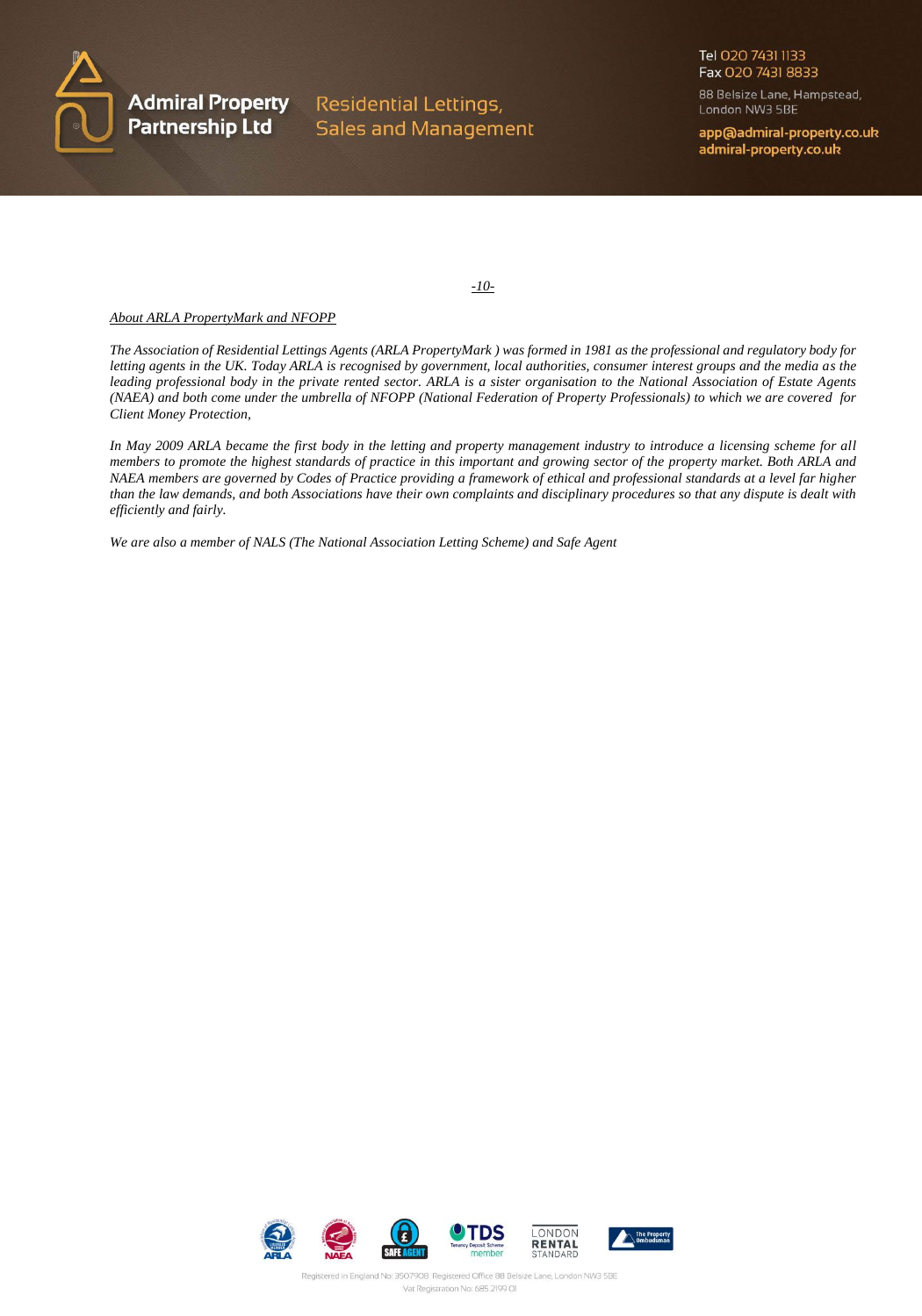*About ARLA PropertyMark and NFOPP*

*The Association of Residential Lettings Agents (ARLA PropertyMark ) was formed in 1981 as the professional and regulatory body for letting agents in the UK. Today ARLA is recognised by government, local authorities, consumer interest groups and the media as the leading professional body in the private rented sector. ARLA is a sister organisation to the National Association of Estate Agents (NAEA) and both come under the umbrella of NFOPP (National Federation of Property Professionals) to which we are covered for Client Money Protection,*

*In May 2009 ARLA became the first body in the letting and property management industry to introduce a licensing scheme for all members to promote the highest standards of practice in this important and growing sector of the property market. Both ARLA and NAEA members are governed by Codes of Practice providing a framework of ethical and professional standards at a level far higher than the law demands, and both Associations have their own complaints and disciplinary procedures so that any dispute is dealt with efficiently and fairly.*

*We are also a member of NALS (The National Association Letting Scheme) and Safe Agent*